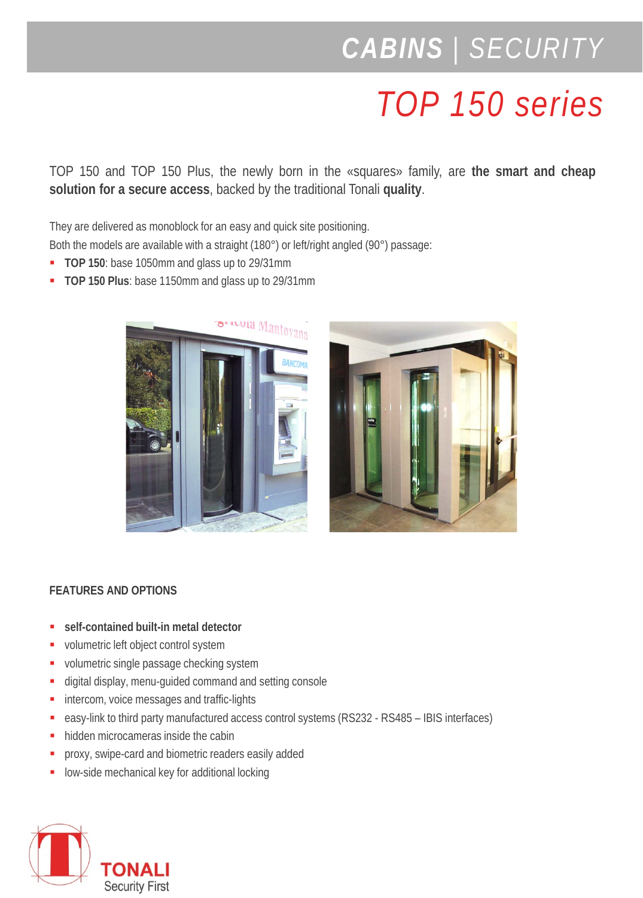# CABINS | SECURITY

## TOP 150 series

TOP 150 and TOP 150 Plus, the newly born in the «squares» family, are **the smart and cheap solution for a secure access**, backed by the traditional Tonali **quality**.

They are delivered as monoblock for an easy and quick site positioning.
Both the models are available with a straight (180°) or left/right angled (90°) passage:

- **TOP 150**: base 1050mm and glass up to 29/31mm
- **TOP 150 Plus**: base 1150mm and glass up to 29/31mm

### FEATURES AND OPTIONS

- **self-contained built-in metal detector**
- volumetric left object control system
- volumetric single passage checking system
- digital display, menu-guided command and setting console
- intercom, voice messages and traffic-lights
- easy-link to third party manufactured access control systems (RS232 - RS485 – IBIS interfaces)
- hidden microcameras inside the cabin
- proxy, swipe-card and biometric readers easily added
- low-side mechanical key for additional locking

TONALI
Security First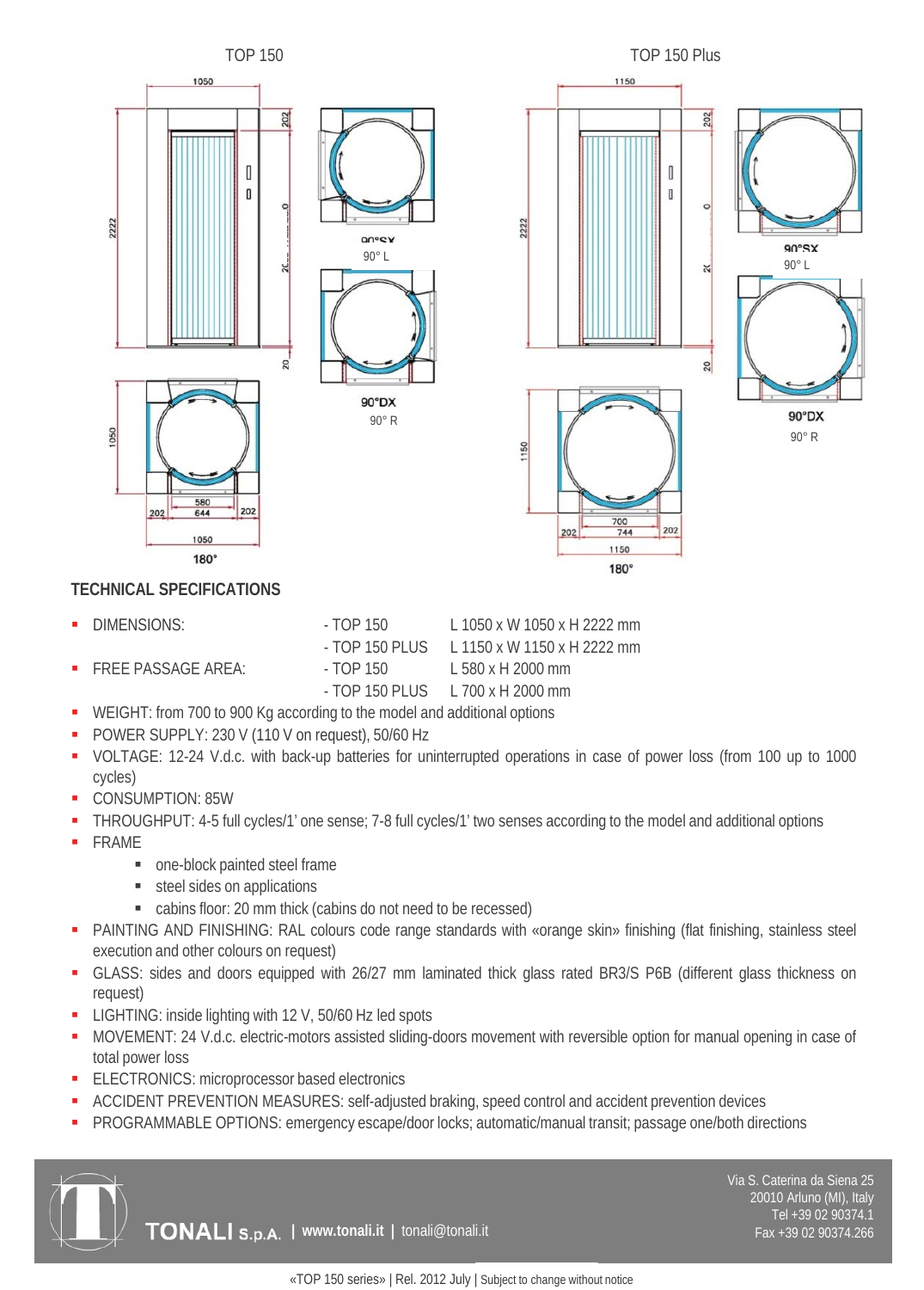TOP 150

1050
202
2222
20
90°SX
90° L
90°DX
90° R
1050
580
644
202
202
1050
180°

TOP 150 Plus

1150
202
2222
20
90°SX
90° L
90°DX
90° R
1150
700
744
202
202
1150
180°

## TECHNICAL SPECIFICATIONS

- DIMENSIONS: - TOP 150 L 1050 x W 1050 x H 2222 mm
  - TOP 150 PLUS L 1150 x W 1150 x H 2222 mm
- FREE PASSAGE AREA: - TOP 150 L 580 x H 2000 mm
  - TOP 150 PLUS L 700 x H 2000 mm
- WEIGHT: from 700 to 900 Kg according to the model and additional options
- POWER SUPPLY: 230 V (110 V on request), 50/60 Hz
- VOLTAGE: 12-24 V.d.c. with back-up batteries for uninterrupted operations in case of power loss (from 100 up to 1000 cycles)
- CONSUMPTION: 85W
- THROUGHPUT: 4-5 full cycles/1' one sense; 7-8 full cycles/1' two senses according to the model and additional options
- FRAME
  - one-block painted steel frame
  - steel sides on applications
  - cabins floor: 20 mm thick (cabins do not need to be recessed)
- PAINTING AND FINISHING: RAL colours code range standards with «orange skin» finishing (flat finishing, stainless steel execution and other colours on request)
- GLASS: sides and doors equipped with 26/27 mm laminated thick glass rated BR3/S P6B (different glass thickness on request)
- LIGHTING: inside lighting with 12 V, 50/60 Hz led spots
- MOVEMENT: 24 V.d.c. electric-motors assisted sliding-doors movement with reversible option for manual opening in case of total power loss
- ELECTRONICS: microprocessor based electronics
- ACCIDENT PREVENTION MEASURES: self-adjusted braking, speed control and accident prevention devices
- PROGRAMMABLE OPTIONS: emergency escape/door locks; automatic/manual transit; passage one/both directions

**TONALI S.p.A.** | **www.tonali.it** | tonali@tonali.it

Via S. Caterina da Siena 25
20010 Arluno (MI), Italy
Tel +39 02 90374.1
Fax +39 02 90374.266

«TOP 150 series» | Rel. 2012 July | Subject to change without notice